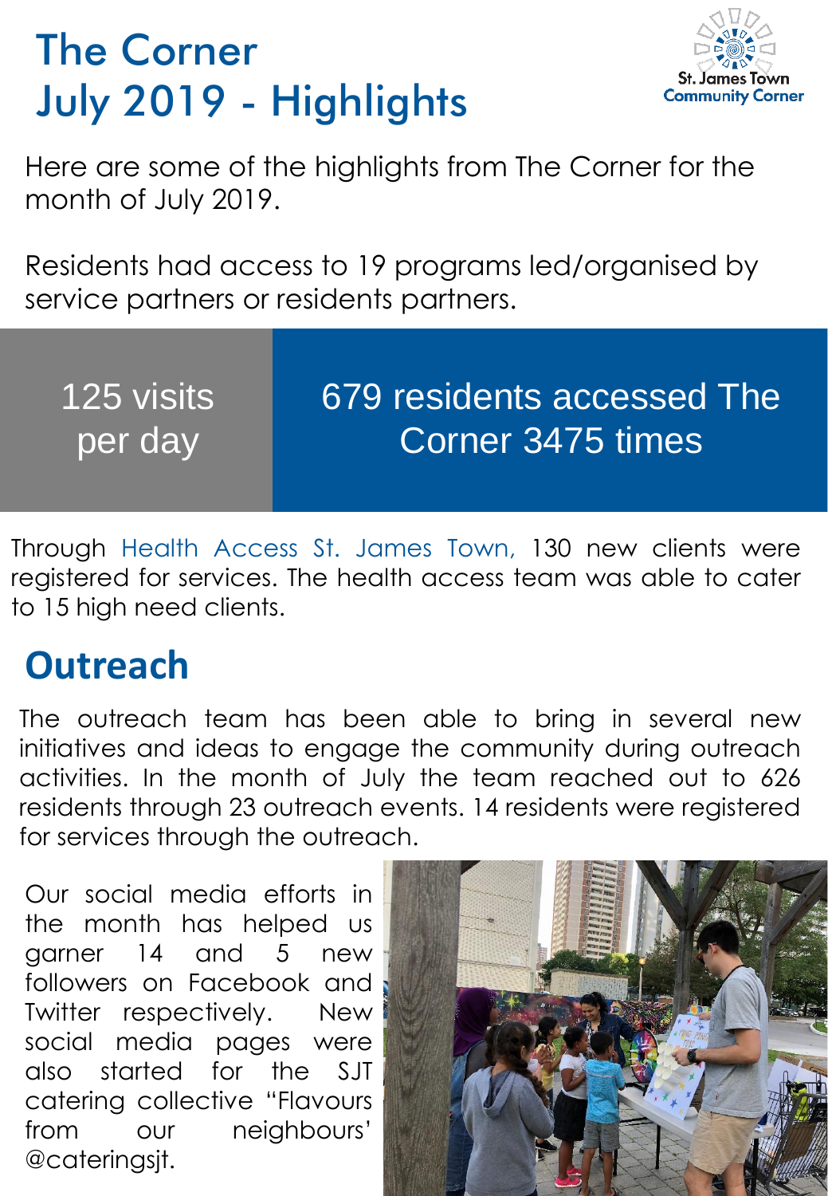# The Corner July 2019 - Highlights

St. James Town Community Corner

Here are some of the highlights from The Corner for the month of July 2019.

Residents had access to 19 programs led/organised by service partners or residents partners.

125 visits per day

679 residents accessed The Corner 3475 times

Through Health Access St. James Town, 130 new clients were registered for services. The health access team was able to cater to 15 high need clients.

## Outreach

The outreach team has been able to bring in several new initiatives and ideas to engage the community during outreach activities. In the month of July the team reached out to 626 residents through 23 outreach events. 14 residents were registered for services through the outreach.

Our social media efforts in the month has helped us garner 14 and 5 new followers on Facebook and Twitter respectively. New social media pages were also started for the SJT catering collective "Flavours from our neighbours' @cateringsjt.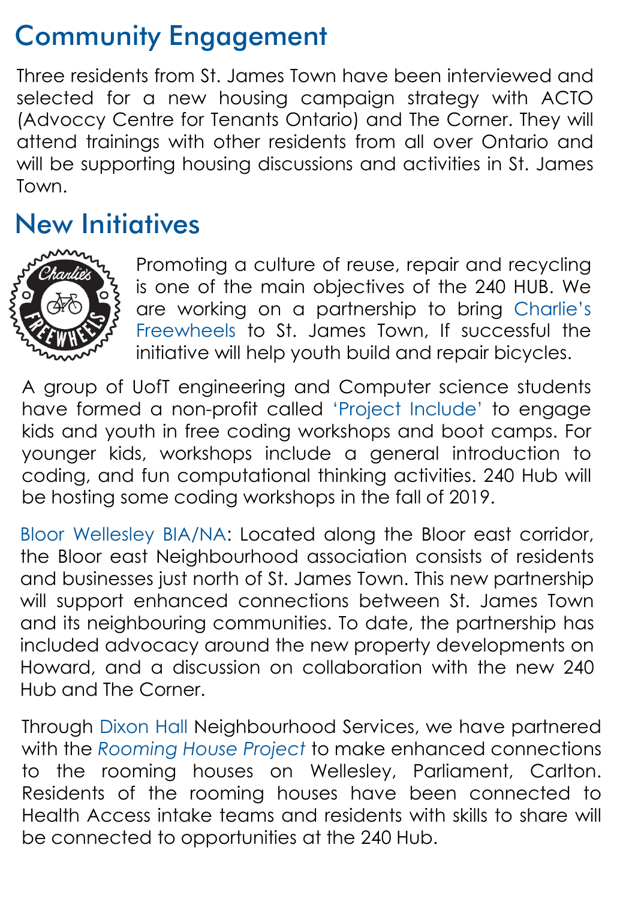## Community Engagement

Three residents from St. James Town have been interviewed and selected for a new housing campaign strategy with ACTO (Advoccy Centre for Tenants Ontario) and The Corner. They will attend trainings with other residents from all over Ontario and will be supporting housing discussions and activities in St. James Town.

## New Initiatives

Promoting a culture of reuse, repair and recycling is one of the main objectives of the 240 HUB. We are working on a partnership to bring Charlie's Freewheels to St. James Town, If successful the initiative will help youth build and repair bicycles.

A group of UofT engineering and Computer science students have formed a non-profit called 'Project Include' to engage kids and youth in free coding workshops and boot camps. For younger kids, workshops include a general introduction to coding, and fun computational thinking activities. 240 Hub will be hosting some coding workshops in the fall of 2019.

Bloor Wellesley BIA/NA: Located along the Bloor east corridor, the Bloor east Neighbourhood association consists of residents and businesses just north of St. James Town. This new partnership will support enhanced connections between St. James Town and its neighbouring communities. To date, the partnership has included advocacy around the new property developments on Howard, and a discussion on collaboration with the new 240 Hub and The Corner.

Through Dixon Hall Neighbourhood Services, we have partnered with the *Rooming House Project* to make enhanced connections to the rooming houses on Wellesley, Parliament, Carlton. Residents of the rooming houses have been connected to Health Access intake teams and residents with skills to share will be connected to opportunities at the 240 Hub.